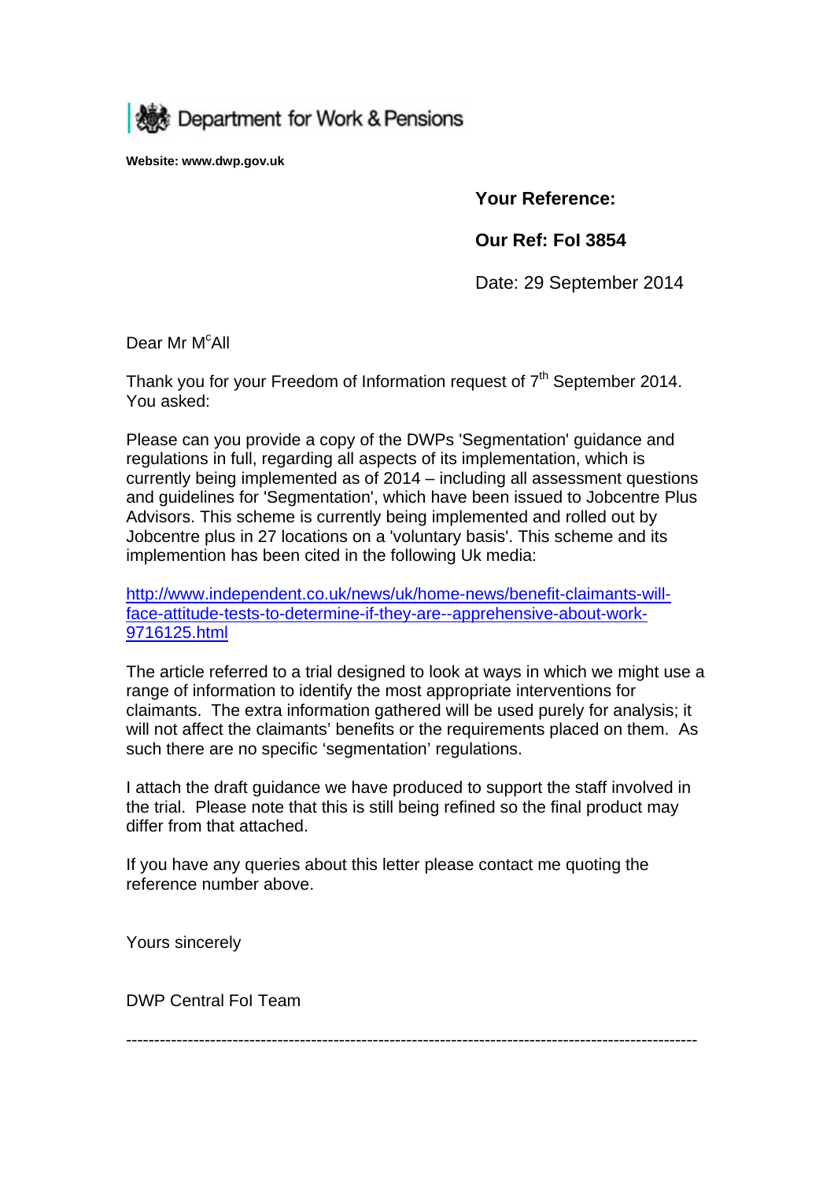Department for Work & Pensions

**Website: www.dwp.gov.uk**

**Your Reference:**

**Our Ref: FoI 3854**

Date: 29 September 2014

Dear Mr M[c]All

Thank you for your Freedom of Information request of 7th September 2014. You asked:

Please can you provide a copy of the DWPs 'Segmentation' guidance and regulations in full, regarding all aspects of its implementation, which is currently being implemented as of 2014 – including all assessment questions and guidelines for 'Segmentation', which have been issued to Jobcentre Plus Advisors. This scheme is currently being implemented and rolled out by Jobcentre plus in 27 locations on a 'voluntary basis'. This scheme and its implemention has been cited in the following Uk media:

[http://www.independent.co.uk/news/uk/home-news/benefit-claimants-will-face-attitude-tests-to-determine-if-they-are--apprehensive-about-work-9716125.html](http://www.independent.co.uk/news/uk/home-news/benefit-claimants-will-face-attitude-tests-to-determine-if-they-are--apprehensive-about-work-9716125.html)

The article referred to a trial designed to look at ways in which we might use a range of information to identify the most appropriate interventions for claimants. The extra information gathered will be used purely for analysis; it will not affect the claimants' benefits or the requirements placed on them. As such there are no specific 'segmentation' regulations.

I attach the draft guidance we have produced to support the staff involved in the trial. Please note that this is still being refined so the final product may differ from that attached.

If you have any queries about this letter please contact me quoting the reference number above.

Yours sincerely

DWP Central FoI Team

---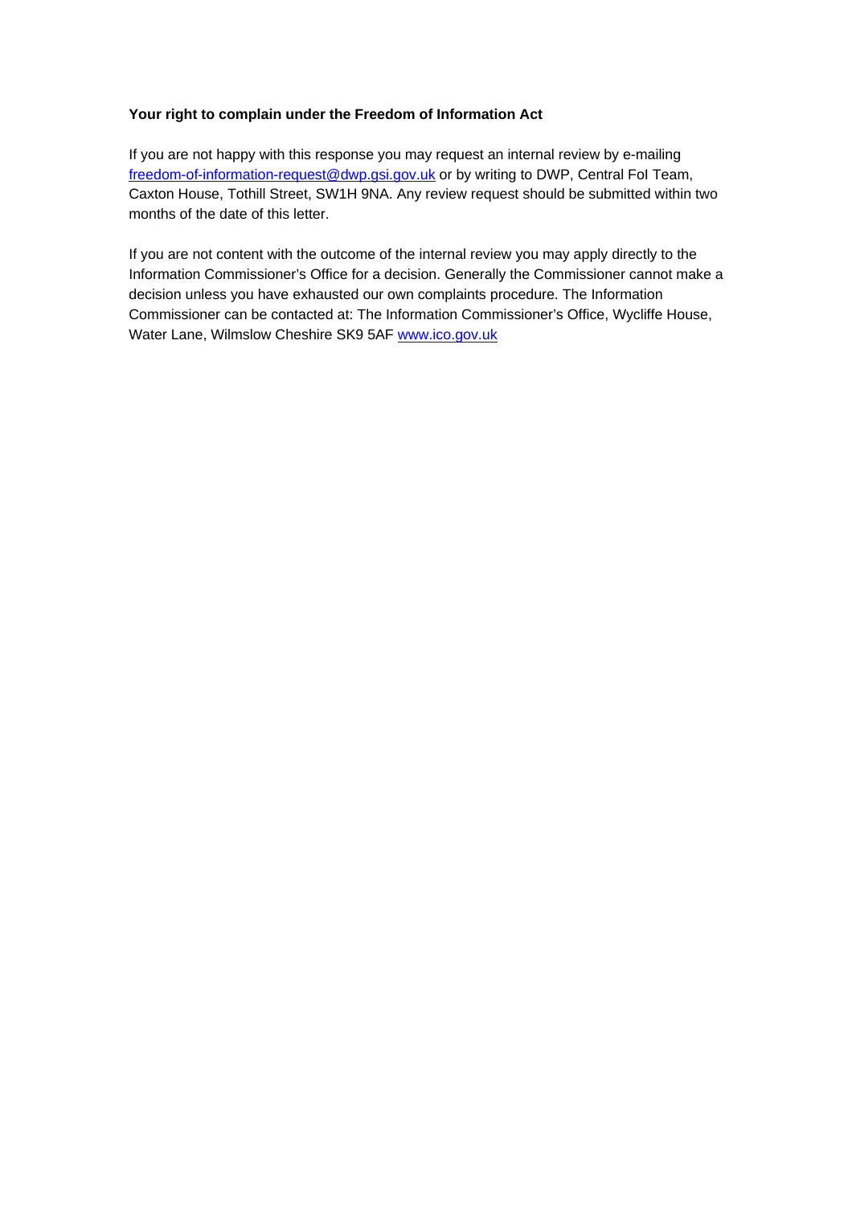**Your right to complain under the Freedom of Information Act**

If you are not happy with this response you may request an internal review by e-mailing freedom-of-information-request@dwp.gsi.gov.uk or by writing to DWP, Central FoI Team, Caxton House, Tothill Street, SW1H 9NA. Any review request should be submitted within two months of the date of this letter.

If you are not content with the outcome of the internal review you may apply directly to the Information Commissioner's Office for a decision. Generally the Commissioner cannot make a decision unless you have exhausted our own complaints procedure. The Information Commissioner can be contacted at: The Information Commissioner's Office, Wycliffe House, Water Lane, Wilmslow Cheshire SK9 5AF www.ico.gov.uk